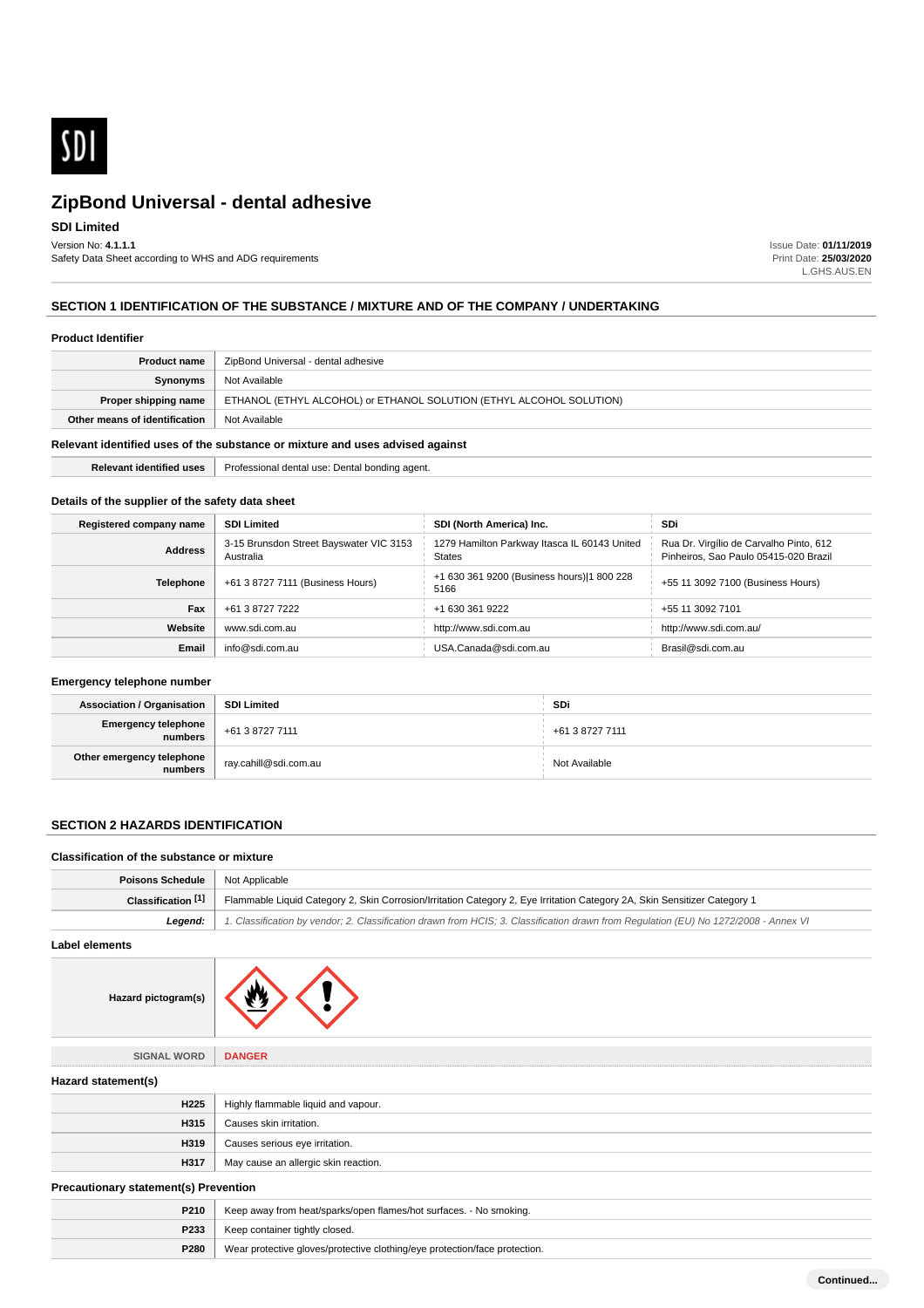# ZipBond Universal - dental adhesive

**SDI Limited**

Version No: **4.1.1.1**
Safety Data Sheet according to WHS and ADG requirements

Issue Date: **01/11/2019**
Print Date: **25/03/2020**
L.GHS.AUS.EN

## SECTION 1 IDENTIFICATION OF THE SUBSTANCE / MIXTURE AND OF THE COMPANY / UNDERTAKING

### Product Identifier

| | |
|---|---|
| **Product name** | ZipBond Universal - dental adhesive |
| **Synonyms** | Not Available |
| **Proper shipping name** | ETHANOL (ETHYL ALCOHOL) or ETHANOL SOLUTION (ETHYL ALCOHOL SOLUTION) |
| **Other means of identification** | Not Available |

### Relevant identified uses of the substance or mixture and uses advised against

| | |
|---|---|
| **Relevant identified uses** | Professional dental use: Dental bonding agent. |

### Details of the supplier of the safety data sheet

| **Registered company name** | **SDI Limited** | **SDI (North America) Inc.** | **SDi** |
|---|---|---|---|
| **Address** | 3-15 Brunsdon Street Bayswater VIC 3153 Australia | 1279 Hamilton Parkway Itasca IL 60143 United States | Rua Dr. Virgílio de Carvalho Pinto, 612 Pinheiros, Sao Paulo 05415-020 Brazil |
| **Telephone** | +61 3 8727 7111 (Business Hours) | +1 630 361 9200 (Business hours)\|1 800 228 5166 | +55 11 3092 7100 (Business Hours) |
| **Fax** | +61 3 8727 7222 | +1 630 361 9222 | +55 11 3092 7101 |
| **Website** | www.sdi.com.au | http://www.sdi.com.au | http://www.sdi.com.au/ |
| **Email** | info@sdi.com.au | USA.Canada@sdi.com.au | Brasil@sdi.com.au |

### Emergency telephone number

| **Association / Organisation** | **SDI Limited** | **SDi** |
|---|---|---|
| **Emergency telephone numbers** | +61 3 8727 7111 | +61 3 8727 7111 |
| **Other emergency telephone numbers** | ray.cahill@sdi.com.au | Not Available |

## SECTION 2 HAZARDS IDENTIFICATION

### Classification of the substance or mixture

| | |
|---|---|
| **Poisons Schedule** | Not Applicable |
| **Classification [1]** | Flammable Liquid Category 2, Skin Corrosion/Irritation Category 2, Eye Irritation Category 2A, Skin Sensitizer Category 1 |
| ***Legend:*** | *1. Classification by vendor; 2. Classification drawn from HCIS; 3. Classification drawn from Regulation (EU) No 1272/2008 - Annex VI* |

### Label elements

| | |
|---|---|
| **Hazard pictogram(s)** | |
| SIGNAL WORD | **DANGER** |

### Hazard statement(s)

| | |
|---|---|
| **H225** | Highly flammable liquid and vapour. |
| **H315** | Causes skin irritation. |
| **H319** | Causes serious eye irritation. |
| **H317** | May cause an allergic skin reaction. |

### Precautionary statement(s) Prevention

| | |
|---|---|
| **P210** | Keep away from heat/sparks/open flames/hot surfaces. - No smoking. |
| **P233** | Keep container tightly closed. |
| **P280** | Wear protective gloves/protective clothing/eye protection/face protection. |

Continued...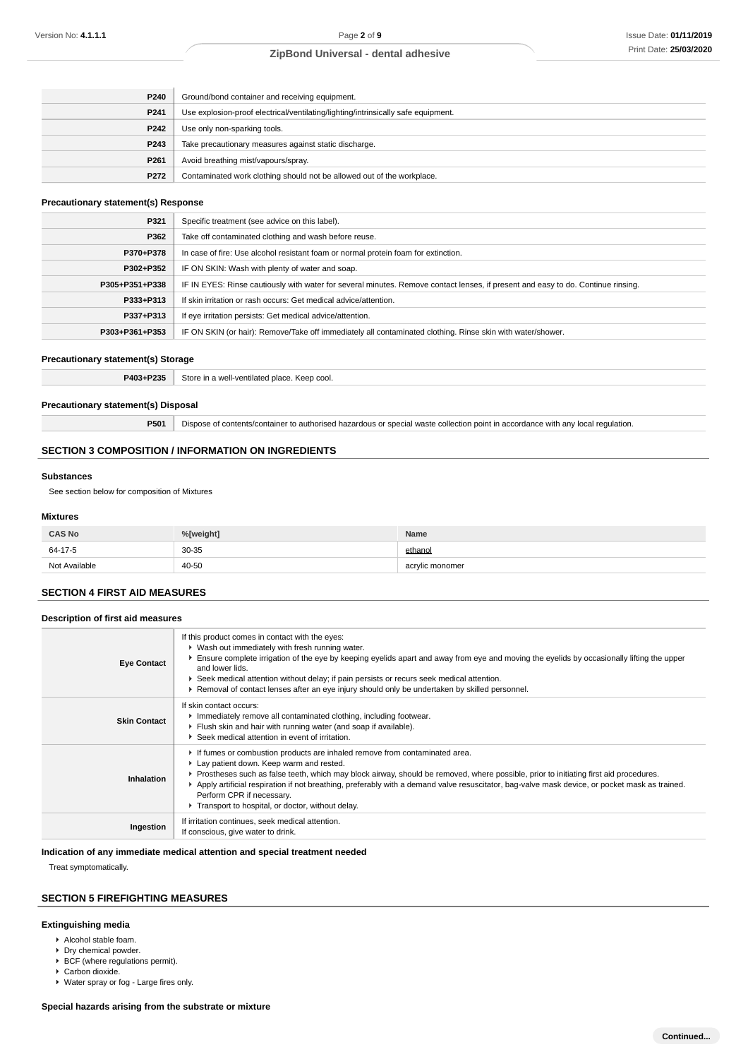| | |
|---|---|
| P240 | Ground/bond container and receiving equipment. |
| P241 | Use explosion-proof electrical/ventilating/lighting/intrinsically safe equipment. |
| P242 | Use only non-sparking tools. |
| P243 | Take precautionary measures against static discharge. |
| P261 | Avoid breathing mist/vapours/spray. |
| P272 | Contaminated work clothing should not be allowed out of the workplace. |

### Precautionary statement(s) Response

| | |
|---|---|
| P321 | Specific treatment (see advice on this label). |
| P362 | Take off contaminated clothing and wash before reuse. |
| P370+P378 | In case of fire: Use alcohol resistant foam or normal protein foam for extinction. |
| P302+P352 | IF ON SKIN: Wash with plenty of water and soap. |
| P305+P351+P338 | IF IN EYES: Rinse cautiously with water for several minutes. Remove contact lenses, if present and easy to do. Continue rinsing. |
| P333+P313 | If skin irritation or rash occurs: Get medical advice/attention. |
| P337+P313 | If eye irritation persists: Get medical advice/attention. |
| P303+P361+P353 | IF ON SKIN (or hair): Remove/Take off immediately all contaminated clothing. Rinse skin with water/shower. |

### Precautionary statement(s) Storage

| | |
|---|---|
| P403+P235 | Store in a well-ventilated place. Keep cool. |

### Precautionary statement(s) Disposal

| | |
|---|---|
| P501 | Dispose of contents/container to authorised hazardous or special waste collection point in accordance with any local regulation. |

## SECTION 3 COMPOSITION / INFORMATION ON INGREDIENTS

### Substances

See section below for composition of Mixtures

### Mixtures

| CAS No | %[weight] | Name |
|---|---|---|
| 64-17-5 | 30-35 | ethanol |
| Not Available | 40-50 | acrylic monomer |

## SECTION 4 FIRST AID MEASURES

### Description of first aid measures

| | |
|---|---|
| Eye Contact | If this product comes in contact with the eyes:<br>▸ Wash out immediately with fresh running water.<br>▸ Ensure complete irrigation of the eye by keeping eyelids apart and away from eye and moving the eyelids by occasionally lifting the upper and lower lids.<br>▸ Seek medical attention without delay; if pain persists or recurs seek medical attention.<br>▸ Removal of contact lenses after an eye injury should only be undertaken by skilled personnel. |
| Skin Contact | If skin contact occurs:<br>▸ Immediately remove all contaminated clothing, including footwear.<br>▸ Flush skin and hair with running water (and soap if available).<br>▸ Seek medical attention in event of irritation. |
| Inhalation | ▸ If fumes or combustion products are inhaled remove from contaminated area.<br>▸ Lay patient down. Keep warm and rested.<br>▸ Prostheses such as false teeth, which may block airway, should be removed, where possible, prior to initiating first aid procedures.<br>▸ Apply artificial respiration if not breathing, preferably with a demand valve resuscitator, bag-valve mask device, or pocket mask as trained. Perform CPR if necessary.<br>▸ Transport to hospital, or doctor, without delay. |
| Ingestion | If irritation continues, seek medical attention.<br>If conscious, give water to drink. |

### Indication of any immediate medical attention and special treatment needed

Treat symptomatically.

## SECTION 5 FIREFIGHTING MEASURES

### Extinguishing media

- Alcohol stable foam.
- Dry chemical powder.
- BCF (where regulations permit).
- Carbon dioxide.
- Water spray or fog - Large fires only.

### Special hazards arising from the substrate or mixture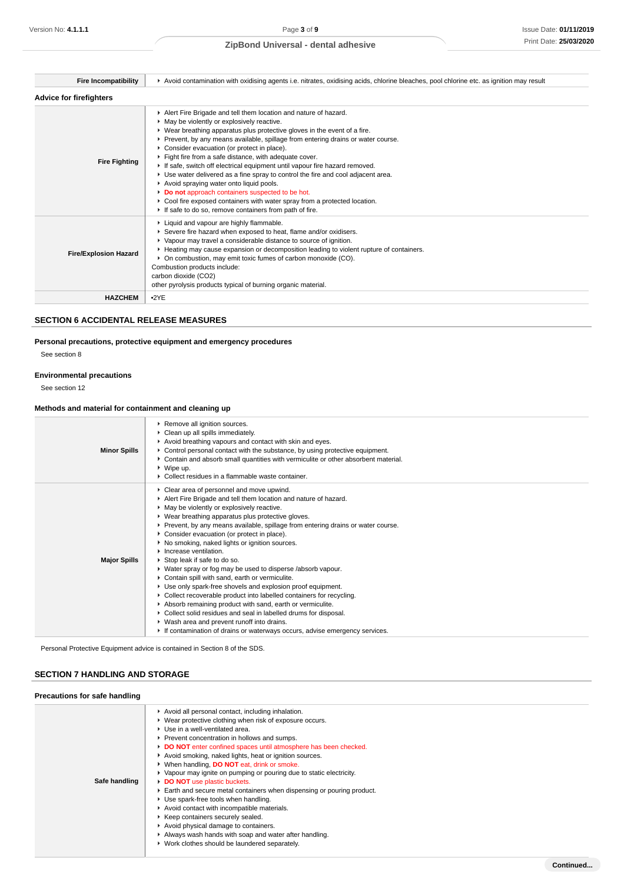| Fire Incompatibility | • Avoid contamination with oxidising agents i.e. nitrates, oxidising acids, chlorine bleaches, pool chlorine etc. as ignition may result |
|---|---|

**Advice for firefighters**

| | |
|---|---|
| **Fire Fighting** | • Alert Fire Brigade and tell them location and nature of hazard.<br>• May be violently or explosively reactive.<br>• Wear breathing apparatus plus protective gloves in the event of a fire.<br>• Prevent, by any means available, spillage from entering drains or water course.<br>• Consider evacuation (or protect in place).<br>• Fight fire from a safe distance, with adequate cover.<br>• If safe, switch off electrical equipment until vapour fire hazard removed.<br>• Use water delivered as a fine spray to control the fire and cool adjacent area.<br>• Avoid spraying water onto liquid pools.<br>• **Do not** approach containers suspected to be hot.<br>• Cool fire exposed containers with water spray from a protected location.<br>• If safe to do so, remove containers from path of fire. |
| **Fire/Explosion Hazard** | • Liquid and vapour are highly flammable.<br>• Severe fire hazard when exposed to heat, flame and/or oxidisers.<br>• Vapour may travel a considerable distance to source of ignition.<br>• Heating may cause expansion or decomposition leading to violent rupture of containers.<br>• On combustion, may emit toxic fumes of carbon monoxide (CO).<br>Combustion products include:<br>carbon dioxide ($CO_2$)<br>other pyrolysis products typical of burning organic material. |
| **HAZCHEM** | •2YE |

## SECTION 6 ACCIDENTAL RELEASE MEASURES

### Personal precautions, protective equipment and emergency procedures

See section 8

### Environmental precautions

See section 12

### Methods and material for containment and cleaning up

| | |
|---|---|
| **Minor Spills** | • Remove all ignition sources.<br>• Clean up all spills immediately.<br>• Avoid breathing vapours and contact with skin and eyes.<br>• Control personal contact with the substance, by using protective equipment.<br>• Contain and absorb small quantities with vermiculite or other absorbent material.<br>• Wipe up.<br>• Collect residues in a flammable waste container. |
| **Major Spills** | • Clear area of personnel and move upwind.<br>• Alert Fire Brigade and tell them location and nature of hazard.<br>• May be violently or explosively reactive.<br>• Wear breathing apparatus plus protective gloves.<br>• Prevent, by any means available, spillage from entering drains or water course.<br>• Consider evacuation (or protect in place).<br>• No smoking, naked lights or ignition sources.<br>• Increase ventilation.<br>• Stop leak if safe to do so.<br>• Water spray or fog may be used to disperse /absorb vapour.<br>• Contain spill with sand, earth or vermiculite.<br>• Use only spark-free shovels and explosion proof equipment.<br>• Collect recoverable product into labelled containers for recycling.<br>• Absorb remaining product with sand, earth or vermiculite.<br>• Collect solid residues and seal in labelled drums for disposal.<br>• Wash area and prevent runoff into drains.<br>• If contamination of drains or waterways occurs, advise emergency services. |

Personal Protective Equipment advice is contained in Section 8 of the SDS.

## SECTION 7 HANDLING AND STORAGE

### Precautions for safe handling

| | |
|---|---|
| **Safe handling** | • Avoid all personal contact, including inhalation.<br>• Wear protective clothing when risk of exposure occurs.<br>• Use in a well-ventilated area.<br>• Prevent concentration in hollows and sumps.<br>• **DO NOT** enter confined spaces until atmosphere has been checked.<br>• Avoid smoking, naked lights, heat or ignition sources.<br>• When handling, **DO NOT** eat, drink or smoke.<br>• Vapour may ignite on pumping or pouring due to static electricity.<br>• **DO NOT** use plastic buckets.<br>• Earth and secure metal containers when dispensing or pouring product.<br>• Use spark-free tools when handling.<br>• Avoid contact with incompatible materials.<br>• Keep containers securely sealed.<br>• Avoid physical damage to containers.<br>• Always wash hands with soap and water after handling.<br>• Work clothes should be laundered separately. |

Continued...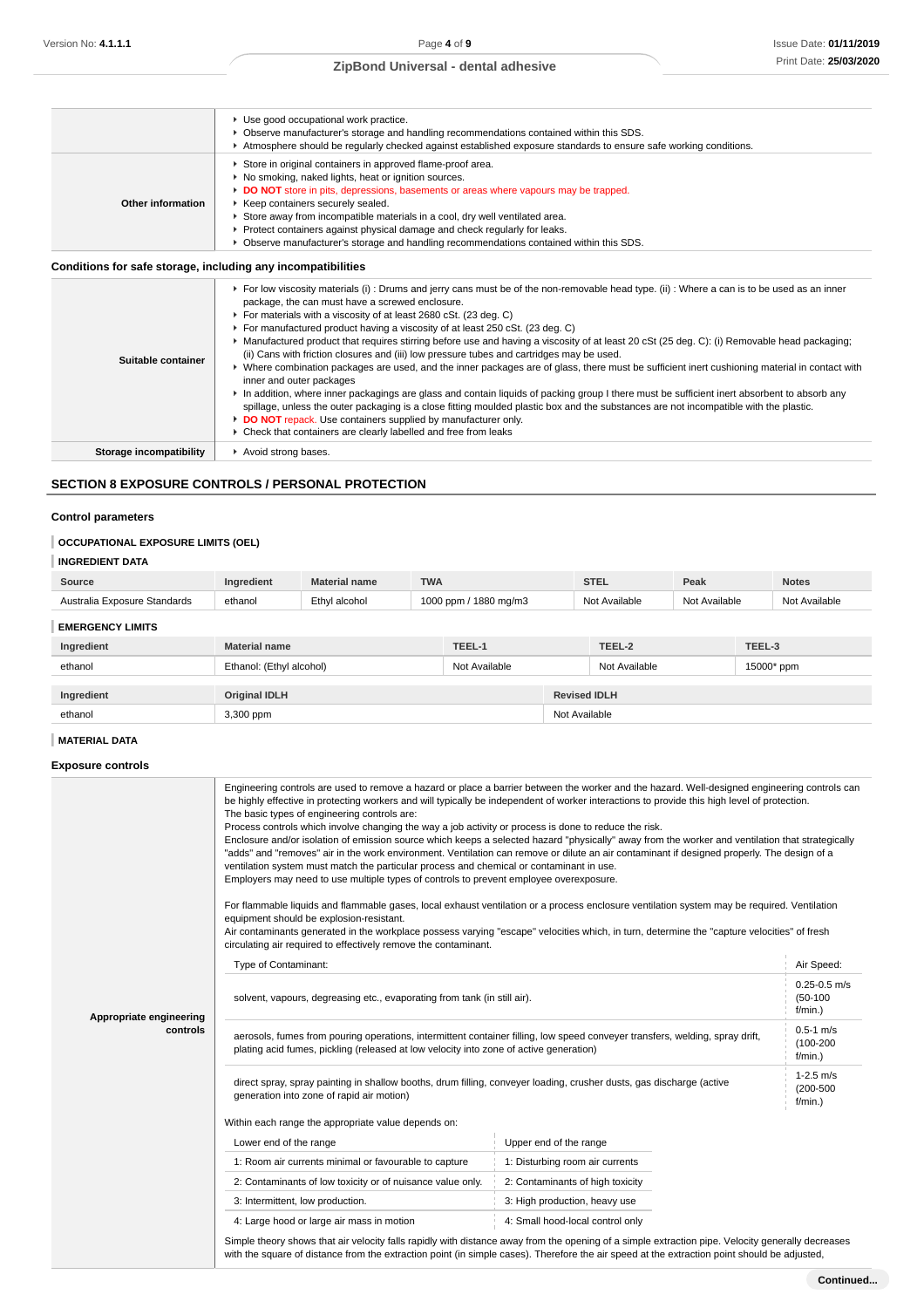| | |
|---|---|
| | ▸ Use good occupational work practice.<br>▸ Observe manufacturer's storage and handling recommendations contained within this SDS.<br>▸ Atmosphere should be regularly checked against established exposure standards to ensure safe working conditions. |
| **Other information** | ▸ Store in original containers in approved flame-proof area.<br>▸ No smoking, naked lights, heat or ignition sources.<br>▸ **DO NOT** store in pits, depressions, basements or areas where vapours may be trapped.<br>▸ Keep containers securely sealed.<br>▸ Store away from incompatible materials in a cool, dry well ventilated area.<br>▸ Protect containers against physical damage and check regularly for leaks.<br>▸ Observe manufacturer's storage and handling recommendations contained within this SDS. |

**Conditions for safe storage, including any incompatibilities**

| | |
|---|---|
| **Suitable container** | ▸ For low viscosity materials (i) : Drums and jerry cans must be of the non-removable head type. (ii) : Where a can is to be used as an inner package, the can must have a screwed enclosure.<br>▸ For materials with a viscosity of at least 2680 cSt. (23 deg. C)<br>▸ For manufactured product having a viscosity of at least 250 cSt. (23 deg. C)<br>▸ Manufactured product that requires stirring before use and having a viscosity of at least 20 cSt (25 deg. C): (i) Removable head packaging; (ii) Cans with friction closures and (iii) low pressure tubes and cartridges may be used.<br>▸ Where combination packages are used, and the inner packages are of glass, there must be sufficient inert cushioning material in contact with inner and outer packages<br>▸ In addition, where inner packagings are glass and contain liquids of packing group I there must be sufficient inert absorbent to absorb any spillage, unless the outer packaging is a close fitting moulded plastic box and the substances are not incompatible with the plastic.<br>▸ **DO NOT** repack. Use containers supplied by manufacturer only.<br>▸ Check that containers are clearly labelled and free from leaks |
| **Storage incompatibility** | ▸ Avoid strong bases. |

## SECTION 8 EXPOSURE CONTROLS / PERSONAL PROTECTION

### Control parameters

#### OCCUPATIONAL EXPOSURE LIMITS (OEL)

**INGREDIENT DATA**

| Source | Ingredient | Material name | TWA | STEL | Peak | Notes |
|---|---|---|---|---|---|---|
| Australia Exposure Standards | ethanol | Ethyl alcohol | 1000 ppm / 1880 mg/m3 | Not Available | Not Available | Not Available |

**EMERGENCY LIMITS**

| Ingredient | Material name | TEEL-1 | TEEL-2 | TEEL-3 |
|---|---|---|---|---|
| ethanol | Ethanol: (Ethyl alcohol) | Not Available | Not Available | 15000* ppm |

| Ingredient | Original IDLH | Revised IDLH |
|---|---|---|
| ethanol | 3,300 ppm | Not Available |

**MATERIAL DATA**

### Exposure controls

**Appropriate engineering controls**

Engineering controls are used to remove a hazard or place a barrier between the worker and the hazard. Well-designed engineering controls can be highly effective in protecting workers and will typically be independent of worker interactions to provide this high level of protection.
The basic types of engineering controls are:
Process controls which involve changing the way a job activity or process is done to reduce the risk.
Enclosure and/or isolation of emission source which keeps a selected hazard "physically" away from the worker and ventilation that strategically "adds" and "removes" air in the work environment. Ventilation can remove or dilute an air contaminant if designed properly. The design of a ventilation system must match the particular process and chemical or contaminant in use.
Employers may need to use multiple types of controls to prevent employee overexposure.

For flammable liquids and flammable gases, local exhaust ventilation or a process enclosure ventilation system may be required. Ventilation equipment should be explosion-resistant.
Air contaminants generated in the workplace possess varying "escape" velocities which, in turn, determine the "capture velocities" of fresh circulating air required to effectively remove the contaminant.

| Type of Contaminant: | Air Speed: |
|---|---|
| solvent, vapours, degreasing etc., evaporating from tank (in still air). | 0.25-0.5 m/s (50-100 f/min.) |
| aerosols, fumes from pouring operations, intermittent container filling, low speed conveyer transfers, welding, spray drift, plating acid fumes, pickling (released at low velocity into zone of active generation) | 0.5-1 m/s (100-200 f/min.) |
| direct spray, spray painting in shallow booths, drum filling, conveyer loading, crusher dusts, gas discharge (active generation into zone of rapid air motion) | 1-2.5 m/s (200-500 f/min.) |

Within each range the appropriate value depends on:

| Lower end of the range | Upper end of the range |
|---|---|
| 1: Room air currents minimal or favourable to capture | 1: Disturbing room air currents |
| 2: Contaminants of low toxicity or of nuisance value only. | 2: Contaminants of high toxicity |
| 3: Intermittent, low production. | 3: High production, heavy use |
| 4: Large hood or large air mass in motion | 4: Small hood-local control only |

Simple theory shows that air velocity falls rapidly with distance away from the opening of a simple extraction pipe. Velocity generally decreases with the square of distance from the extraction point (in simple cases). Therefore the air speed at the extraction point should be adjusted,

**Continued...**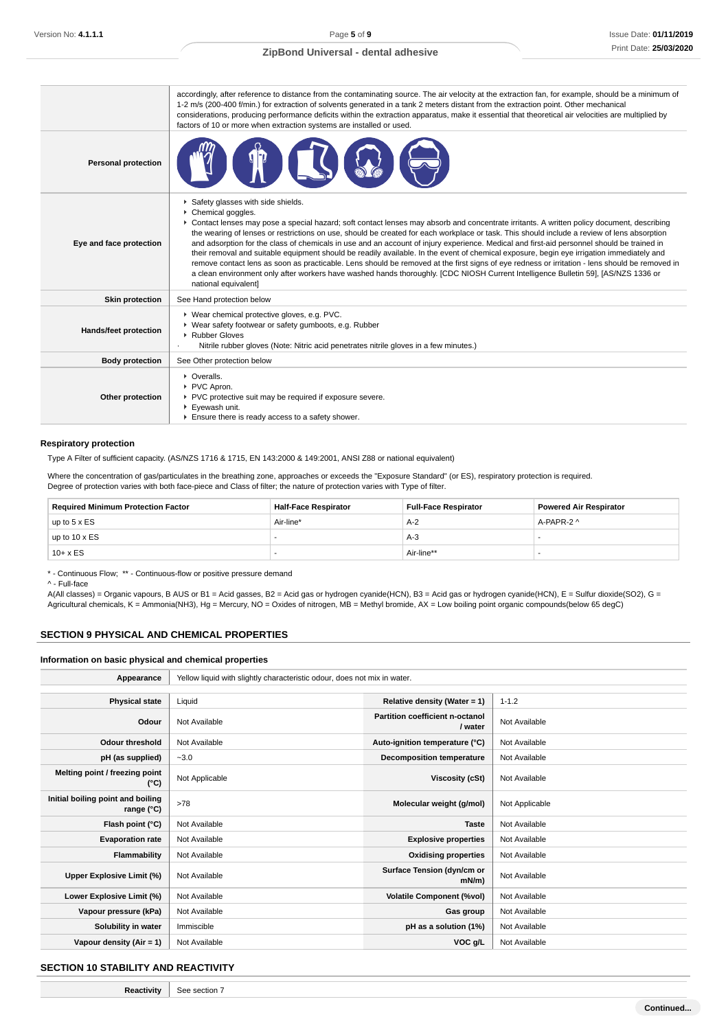| | |
|---|---|
| | accordingly, after reference to distance from the contaminating source. The air velocity at the extraction fan, for example, should be a minimum of 1-2 m/s (200-400 f/min.) for extraction of solvents generated in a tank 2 meters distant from the extraction point. Other mechanical considerations, producing performance deficits within the extraction apparatus, make it essential that theoretical air velocities are multiplied by factors of 10 or more when extraction systems are installed or used. |
| **Personal protection** | |
| **Eye and face protection** | ▸ Safety glasses with side shields.<br>▸ Chemical goggles.<br>▸ Contact lenses may pose a special hazard; soft contact lenses may absorb and concentrate irritants. A written policy document, describing the wearing of lenses or restrictions on use, should be created for each workplace or task. This should include a review of lens absorption and adsorption for the class of chemicals in use and an account of injury experience. Medical and first-aid personnel should be trained in their removal and suitable equipment should be readily available. In the event of chemical exposure, begin eye irrigation immediately and remove contact lens as soon as practicable. Lens should be removed at the first signs of eye redness or irritation - lens should be removed in a clean environment only after workers have washed hands thoroughly. [CDC NIOSH Current Intelligence Bulletin 59], [AS/NZS 1336 or national equivalent] |
| **Skin protection** | See Hand protection below |
| **Hands/feet protection** | ▸ Wear chemical protective gloves, e.g. PVC.<br>▸ Wear safety footwear or safety gumboots, e.g. Rubber<br>▸ Rubber Gloves<br>· Nitrile rubber gloves (Note: Nitric acid penetrates nitrile gloves in a few minutes.) |
| **Body protection** | See Other protection below |
| **Other protection** | ▸ Overalls.<br>▸ PVC Apron.<br>▸ PVC protective suit may be required if exposure severe.<br>▸ Eyewash unit.<br>▸ Ensure there is ready access to a safety shower. |

### Respiratory protection

Type A Filter of sufficient capacity. (AS/NZS 1716 & 1715, EN 143:2000 & 149:2001, ANSI Z88 or national equivalent)

Where the concentration of gas/particulates in the breathing zone, approaches or exceeds the "Exposure Standard" (or ES), respiratory protection is required.
Degree of protection varies with both face-piece and Class of filter; the nature of protection varies with Type of filter.

| Required Minimum Protection Factor | Half-Face Respirator | Full-Face Respirator | Powered Air Respirator |
|---|---|---|---|
| up to 5 x ES | Air-line* | A-2 | A-PAPR-2 ^ |
| up to 10 x ES | - | A-3 | - |
| 10+ x ES | - | Air-line** | - |

* - Continuous Flow; ** - Continuous-flow or positive pressure demand
^ - Full-face
A(All classes) = Organic vapours, B AUS or B1 = Acid gasses, B2 = Acid gas or hydrogen cyanide(HCN), B3 = Acid gas or hydrogen cyanide(HCN), E = Sulfur dioxide(SO2), G = Agricultural chemicals, K = Ammonia(NH3), Hg = Mercury, NO = Oxides of nitrogen, MB = Methyl bromide, AX = Low boiling point organic compounds(below 65 degC)

## SECTION 9 PHYSICAL AND CHEMICAL PROPERTIES

### Information on basic physical and chemical properties

| | | | |
|---|---|---|---|
| **Appearance** | Yellow liquid with slightly characteristic odour, does not mix in water. | | |
| **Physical state** | Liquid | **Relative density (Water = 1)** | 1-1.2 |
| **Odour** | Not Available | **Partition coefficient n-octanol / water** | Not Available |
| **Odour threshold** | Not Available | **Auto-ignition temperature (°C)** | Not Available |
| **pH (as supplied)** | ~3.0 | **Decomposition temperature** | Not Available |
| **Melting point / freezing point (°C)** | Not Applicable | **Viscosity (cSt)** | Not Available |
| **Initial boiling point and boiling range (°C)** | >78 | **Molecular weight (g/mol)** | Not Applicable |
| **Flash point (°C)** | Not Available | **Taste** | Not Available |
| **Evaporation rate** | Not Available | **Explosive properties** | Not Available |
| **Flammability** | Not Available | **Oxidising properties** | Not Available |
| **Upper Explosive Limit (%)** | Not Available | **Surface Tension (dyn/cm or mN/m)** | Not Available |
| **Lower Explosive Limit (%)** | Not Available | **Volatile Component (%vol)** | Not Available |
| **Vapour pressure (kPa)** | Not Available | **Gas group** | Not Available |
| **Solubility in water** | Immiscible | **pH as a solution (1%)** | Not Available |
| **Vapour density (Air = 1)** | Not Available | **VOC g/L** | Not Available |

## SECTION 10 STABILITY AND REACTIVITY

| | |
|---|---|
| **Reactivity** | See section 7 |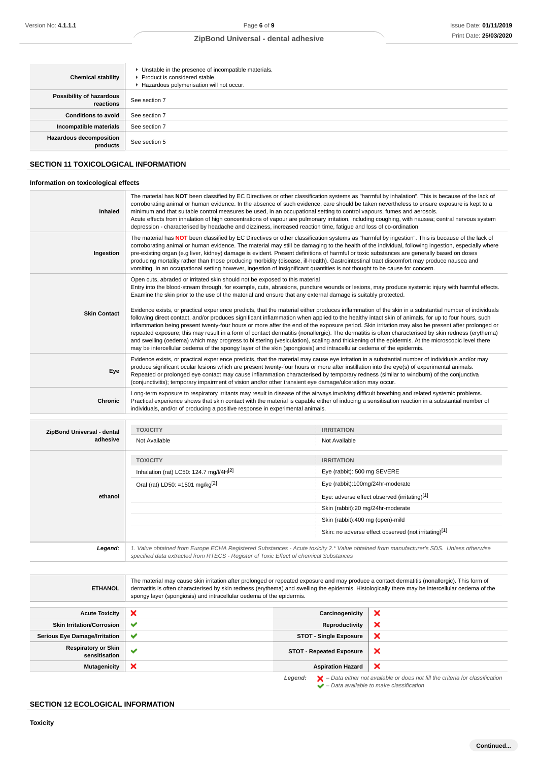| | |
|---|---|
| **Chemical stability** | - Unstable in the presence of incompatible materials.<br>- Product is considered stable.<br>- Hazardous polymerisation will not occur. |
| **Possibility of hazardous reactions** | See section 7 |
| **Conditions to avoid** | See section 7 |
| **Incompatible materials** | See section 7 |
| **Hazardous decomposition products** | See section 5 |

## SECTION 11 TOXICOLOGICAL INFORMATION

### Information on toxicological effects

| | |
|---|---|
| **Inhaled** | The material has **NOT** been classified by EC Directives or other classification systems as "harmful by inhalation". This is because of the lack of corroborating animal or human evidence. In the absence of such evidence, care should be taken nevertheless to ensure exposure is kept to a minimum and that suitable control measures be used, in an occupational setting to control vapours, fumes and aerosols.<br>Acute effects from inhalation of high concentrations of vapour are pulmonary irritation, including coughing, with nausea; central nervous system depression - characterised by headache and dizziness, increased reaction time, fatigue and loss of co-ordination |
| **Ingestion** | The material has **NOT** been classified by EC Directives or other classification systems as "harmful by ingestion". This is because of the lack of corroborating animal or human evidence. The material may still be damaging to the health of the individual, following ingestion, especially where pre-existing organ (e.g liver, kidney) damage is evident. Present definitions of harmful or toxic substances are generally based on doses producing mortality rather than those producing morbidity (disease, ill-health). Gastrointestinal tract discomfort may produce nausea and vomiting. In an occupational setting however, ingestion of insignificant quantities is not thought to be cause for concern. |
| **Skin Contact** | Open cuts, abraded or irritated skin should not be exposed to this material<br>Entry into the blood-stream through, for example, cuts, abrasions, puncture wounds or lesions, may produce systemic injury with harmful effects. Examine the skin prior to the use of the material and ensure that any external damage is suitably protected.<br><br>Evidence exists, or practical experience predicts, that the material either produces inflammation of the skin in a substantial number of individuals following direct contact, and/or produces significant inflammation when applied to the healthy intact skin of animals, for up to four hours, such inflammation being present twenty-four hours or more after the end of the exposure period. Skin irritation may also be present after prolonged or repeated exposure; this may result in a form of contact dermatitis (nonallergic). The dermatitis is often characterised by skin redness (erythema) and swelling (oedema) which may progress to blistering (vesiculation), scaling and thickening of the epidermis. At the microscopic level there may be intercellular oedema of the spongy layer of the skin (spongiosis) and intracellular oedema of the epidermis. |
| **Eye** | Evidence exists, or practical experience predicts, that the material may cause eye irritation in a substantial number of individuals and/or may produce significant ocular lesions which are present twenty-four hours or more after instillation into the eye(s) of experimental animals.<br>Repeated or prolonged eye contact may cause inflammation characterised by temporary redness (similar to windburn) of the conjunctiva (conjunctivitis); temporary impairment of vision and/or other transient eye damage/ulceration may occur. |
| **Chronic** | Long-term exposure to respiratory irritants may result in disease of the airways involving difficult breathing and related systemic problems.<br>Practical experience shows that skin contact with the material is capable either of inducing a sensitisation reaction in a substantial number of individuals, and/or of producing a positive response in experimental animals. |

| | TOXICITY | IRRITATION |
|---|---|---|
| **ZipBond Universal - dental adhesive** | Not Available | Not Available |
| **ethanol** | **TOXICITY** | **IRRITATION** |
| | Inhalation (rat) LC50: 124.7 mg/l/4H[2] | Eye (rabbit): 500 mg SEVERE |
| | Oral (rat) LD50: =1501 mg/kg[2] | Eye (rabbit):100mg/24hr-moderate |
| | | Eye: adverse effect observed (irritating)[1] |
| | | Skin (rabbit):20 mg/24hr-moderate |
| | | Skin (rabbit):400 mg (open)-mild |
| | | Skin: no adverse effect observed (not irritating)[1] |
| ***Legend:*** | *1. Value obtained from Europe ECHA Registered Substances - Acute toxicity 2.\* Value obtained from manufacturer's SDS. Unless otherwise specified data extracted from RTECS - Register of Toxic Effect of chemical Substances* | |

| | |
|---|---|
| **ETHANOL** | The material may cause skin irritation after prolonged or repeated exposure and may produce a contact dermatitis (nonallergic). This form of dermatitis is often characterised by skin redness (erythema) and swelling the epidermis. Histologically there may be intercellular oedema of the spongy layer (spongiosis) and intracellular oedema of the epidermis. |

| | | | |
|---|---|---|---|
| **Acute Toxicity** | ✘ | **Carcinogenicity** | ✘ |
| **Skin Irritation/Corrosion** | ✔ | **Reproductivity** | ✘ |
| **Serious Eye Damage/Irritation** | ✔ | **STOT - Single Exposure** | ✘ |
| **Respiratory or Skin sensitisation** | ✔ | **STOT - Repeated Exposure** | ✘ |
| **Mutagenicity** | ✘ | **Aspiration Hazard** | ✘ |

***Legend:*** ✘ – *Data either not available or does not fill the criteria for classification*
✔ – *Data available to make classification*

## SECTION 12 ECOLOGICAL INFORMATION

### Toxicity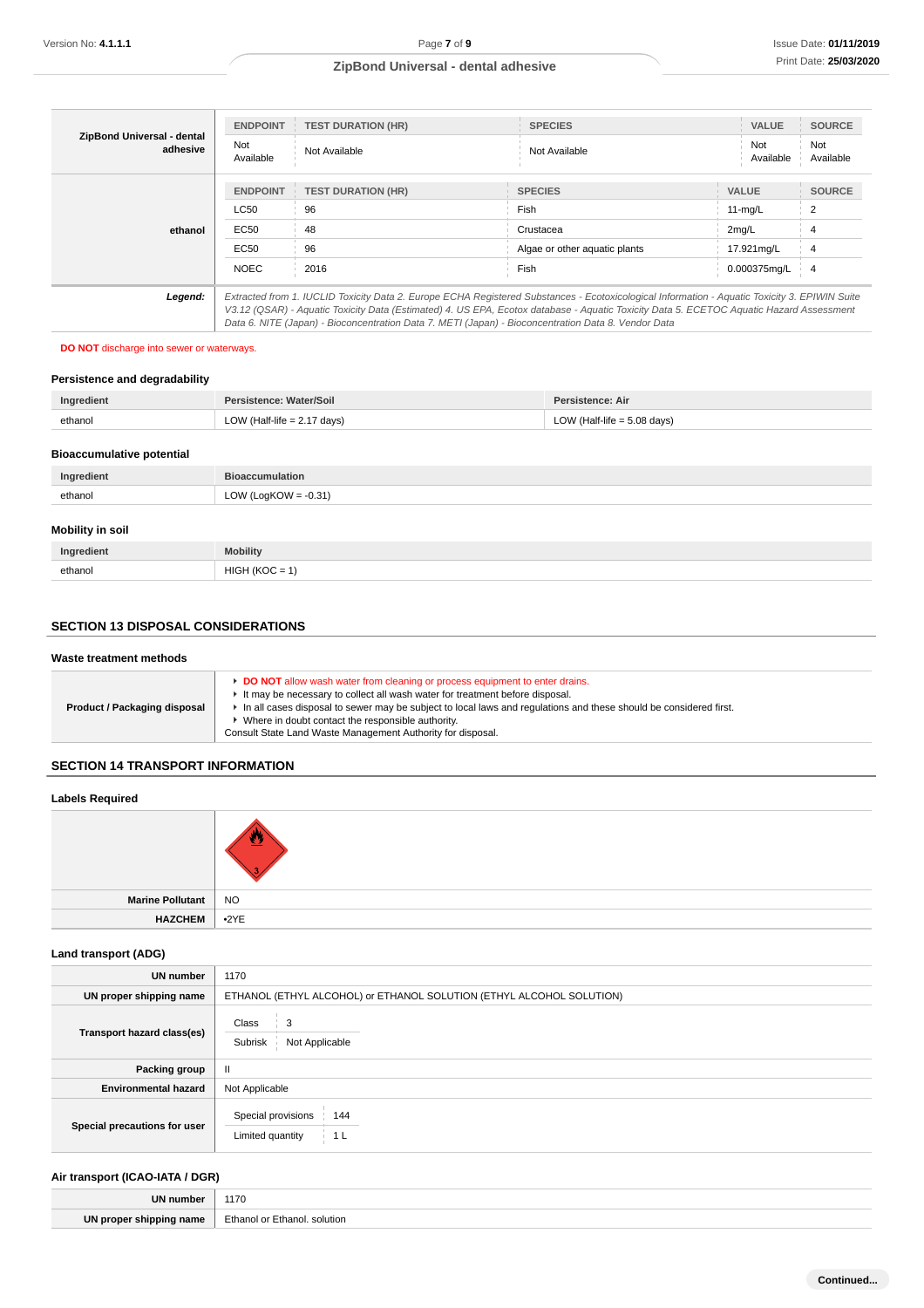| | ENDPOINT | TEST DURATION (HR) | SPECIES | VALUE | SOURCE |
|---|---|---|---|---|---|
| **ZipBond Universal - dental adhesive** | Not Available | Not Available | Not Available | Not Available | Not Available |

| | ENDPOINT | TEST DURATION (HR) | SPECIES | VALUE | SOURCE |
|---|---|---|---|---|---|
| **ethanol** | LC50 | 96 | Fish | 11-mg/L | 2 |
| | EC50 | 48 | Crustacea | 2mg/L | 4 |
| | EC50 | 96 | Algae or other aquatic plants | 17.921mg/L | 4 |
| | NOEC | 2016 | Fish | 0.000375mg/L | 4 |

***Legend:*** *Extracted from 1. IUCLID Toxicity Data 2. Europe ECHA Registered Substances - Ecotoxicological Information - Aquatic Toxicity 3. EPIWIN Suite V3.12 (QSAR) - Aquatic Toxicity Data (Estimated) 4. US EPA, Ecotox database - Aquatic Toxicity Data 5. ECETOC Aquatic Hazard Assessment Data 6. NITE (Japan) - Bioconcentration Data 7. METI (Japan) - Bioconcentration Data 8. Vendor Data*

**DO NOT** discharge into sewer or waterways.

### Persistence and degradability

| Ingredient | Persistence: Water/Soil | Persistence: Air |
|---|---|---|
| ethanol | LOW (Half-life = 2.17 days) | LOW (Half-life = 5.08 days) |

### Bioaccumulative potential

| Ingredient | Bioaccumulation |
|---|---|
| ethanol | LOW (LogKOW = -0.31) |

### Mobility in soil

| Ingredient | Mobility |
|---|---|
| ethanol | HIGH (KOC = 1) |

## SECTION 13 DISPOSAL CONSIDERATIONS

### Waste treatment methods

**Product / Packaging disposal**

- **DO NOT** allow wash water from cleaning or process equipment to enter drains.
- It may be necessary to collect all wash water for treatment before disposal.
- In all cases disposal to sewer may be subject to local laws and regulations and these should be considered first.
- Where in doubt contact the responsible authority.

Consult State Land Waste Management Authority for disposal.

## SECTION 14 TRANSPORT INFORMATION

### Labels Required

| | |
|---|---|
| **Marine Pollutant** | NO |
| **HAZCHEM** | •2YE |

### Land transport (ADG)

| | |
|---|---|
| **UN number** | 1170 |
| **UN proper shipping name** | ETHANOL (ETHYL ALCOHOL) or ETHANOL SOLUTION (ETHYL ALCOHOL SOLUTION) |
| **Transport hazard class(es)** | Class: 3; Subrisk: Not Applicable |
| **Packing group** | II |
| **Environmental hazard** | Not Applicable |
| **Special precautions for user** | Special provisions: 144; Limited quantity: 1 L |

### Air transport (ICAO-IATA / DGR)

| | |
|---|---|
| **UN number** | 1170 |
| **UN proper shipping name** | Ethanol or Ethanol. solution |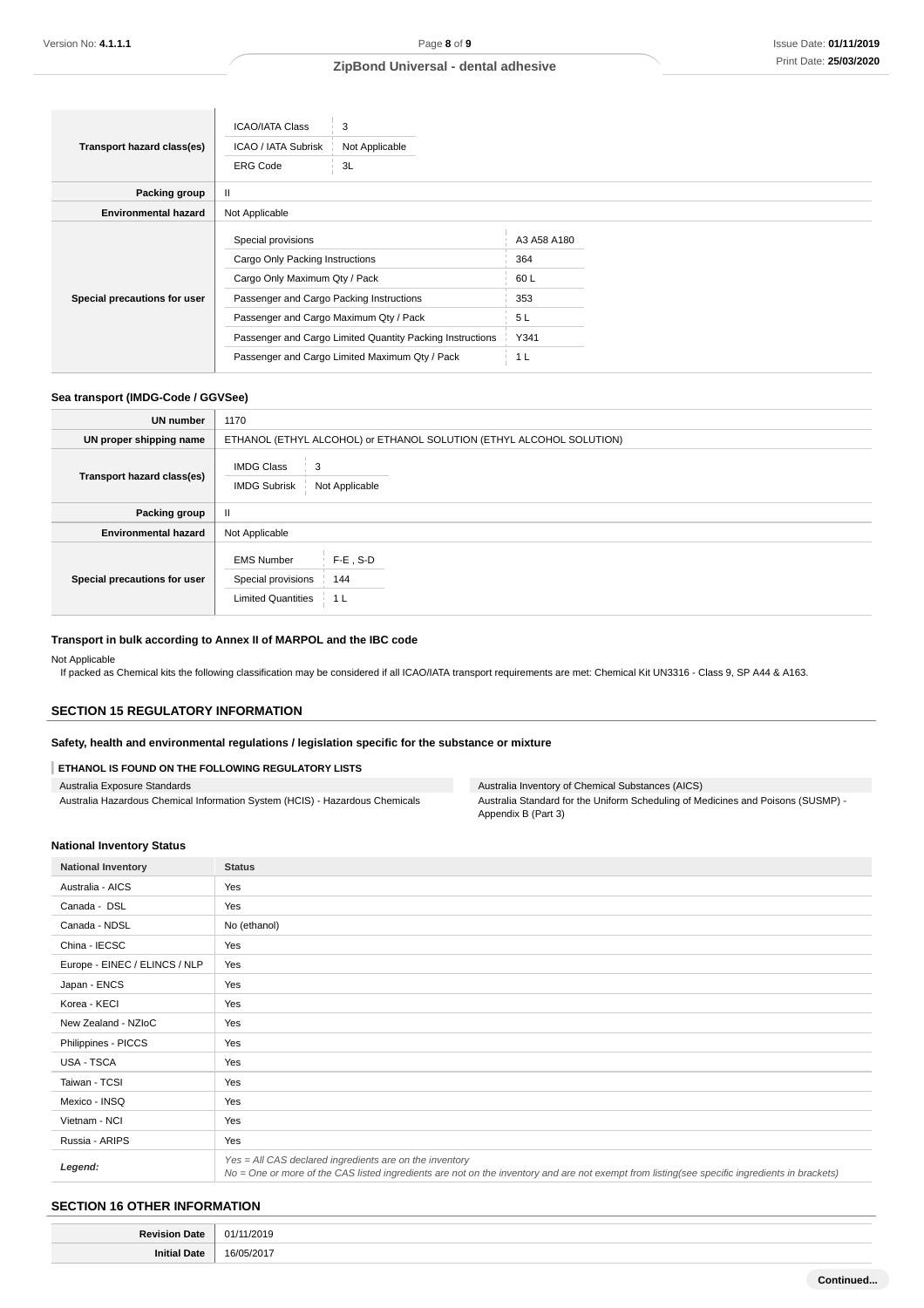| | |
|---|---|
| **Transport hazard class(es)** | ICAO/IATA Class: 3<br>ICAO / IATA Subrisk: Not Applicable<br>ERG Code: 3L |
| **Packing group** | II |
| **Environmental hazard** | Not Applicable |
| **Special precautions for user** | Special provisions: A3 A58 A180<br>Cargo Only Packing Instructions: 364<br>Cargo Only Maximum Qty / Pack: 60 L<br>Passenger and Cargo Packing Instructions: 353<br>Passenger and Cargo Maximum Qty / Pack: 5 L<br>Passenger and Cargo Limited Quantity Packing Instructions: Y341<br>Passenger and Cargo Limited Maximum Qty / Pack: 1 L |

### Sea transport (IMDG-Code / GGVSee)

| | |
|---|---|
| **UN number** | 1170 |
| **UN proper shipping name** | ETHANOL (ETHYL ALCOHOL) or ETHANOL SOLUTION (ETHYL ALCOHOL SOLUTION) |
| **Transport hazard class(es)** | IMDG Class: 3<br>IMDG Subrisk: Not Applicable |
| **Packing group** | II |
| **Environmental hazard** | Not Applicable |
| **Special precautions for user** | EMS Number: F-E , S-D<br>Special provisions: 144<br>Limited Quantities: 1 L |

### Transport in bulk according to Annex II of MARPOL and the IBC code

Not Applicable

If packed as Chemical kits the following classification may be considered if all ICAO/IATA transport requirements are met: Chemical Kit UN3316 - Class 9, SP A44 & A163.

## SECTION 15 REGULATORY INFORMATION

### Safety, health and environmental regulations / legislation specific for the substance or mixture

**ETHANOL IS FOUND ON THE FOLLOWING REGULATORY LISTS**

- Australia Exposure Standards
- Australia Hazardous Chemical Information System (HCIS) - Hazardous Chemicals
- Australia Inventory of Chemical Substances (AICS)
- Australia Standard for the Uniform Scheduling of Medicines and Poisons (SUSMP) - Appendix B (Part 3)

### National Inventory Status

| National Inventory | Status |
|---|---|
| Australia - AICS | Yes |
| Canada - DSL | Yes |
| Canada - NDSL | No (ethanol) |
| China - IECSC | Yes |
| Europe - EINEC / ELINCS / NLP | Yes |
| Japan - ENCS | Yes |
| Korea - KECI | Yes |
| New Zealand - NZIoC | Yes |
| Philippines - PICCS | Yes |
| USA - TSCA | Yes |
| Taiwan - TCSI | Yes |
| Mexico - INSQ | Yes |
| Vietnam - NCI | Yes |
| Russia - ARIPS | Yes |
| ***Legend:*** | *Yes = All CAS declared ingredients are on the inventory*<br>*No = One or more of the CAS listed ingredients are not on the inventory and are not exempt from listing(see specific ingredients in brackets)* |

## SECTION 16 OTHER INFORMATION

| | |
|---|---|
| **Revision Date** | 01/11/2019 |
| **Initial Date** | 16/05/2017 |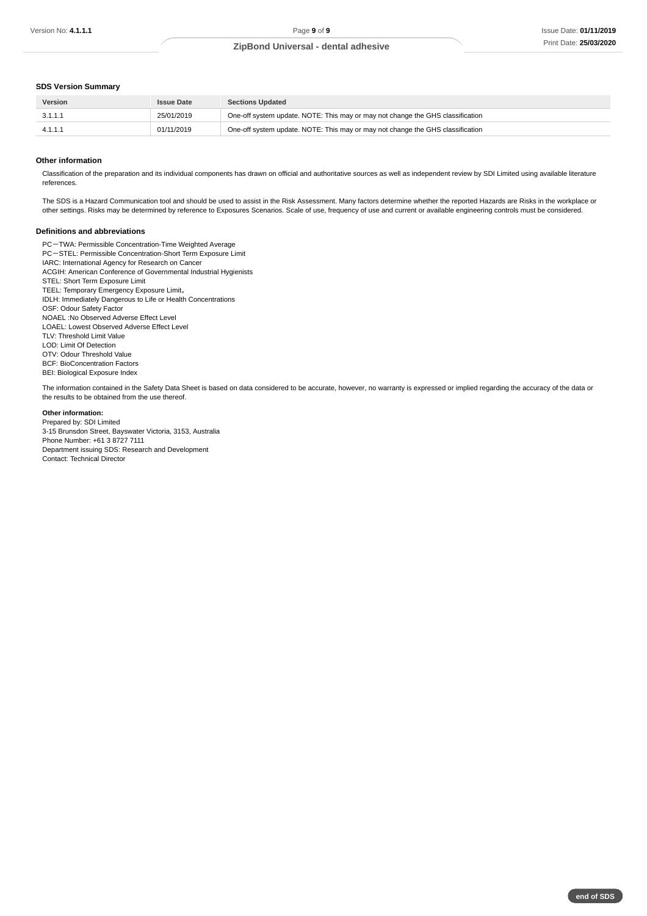### SDS Version Summary

| Version | Issue Date | Sections Updated |
| --- | --- | --- |
| 3.1.1.1 | 25/01/2019 | One-off system update. NOTE: This may or may not change the GHS classification |
| 4.1.1.1 | 01/11/2019 | One-off system update. NOTE: This may or may not change the GHS classification |

### Other information

Classification of the preparation and its individual components has drawn on official and authoritative sources as well as independent review by SDI Limited using available literature references.

The SDS is a Hazard Communication tool and should be used to assist in the Risk Assessment. Many factors determine whether the reported Hazards are Risks in the workplace or other settings. Risks may be determined by reference to Exposures Scenarios. Scale of use, frequency of use and current or available engineering controls must be considered.

### Definitions and abbreviations

PC－TWA: Permissible Concentration-Time Weighted Average
PC－STEL: Permissible Concentration-Short Term Exposure Limit
IARC: International Agency for Research on Cancer
ACGIH: American Conference of Governmental Industrial Hygienists
STEL: Short Term Exposure Limit
TEEL: Temporary Emergency Exposure Limit。
IDLH: Immediately Dangerous to Life or Health Concentrations
OSF: Odour Safety Factor
NOAEL :No Observed Adverse Effect Level
LOAEL: Lowest Observed Adverse Effect Level
TLV: Threshold Limit Value
LOD: Limit Of Detection
OTV: Odour Threshold Value
BCF: BioConcentration Factors
BEI: Biological Exposure Index

The information contained in the Safety Data Sheet is based on data considered to be accurate, however, no warranty is expressed or implied regarding the accuracy of the data or the results to be obtained from the use thereof.

**Other information:**
Prepared by: SDI Limited
3-15 Brunsdon Street, Bayswater Victoria, 3153, Australia
Phone Number: +61 3 8727 7111
Department issuing SDS: Research and Development
Contact: Technical Director

**end of SDS**